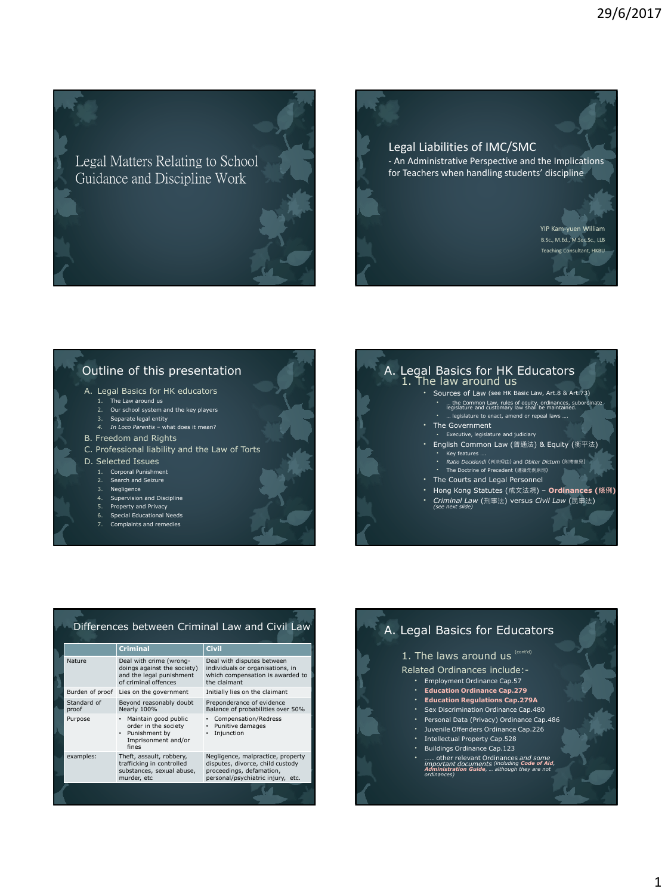# Legal Matters Relating to School Guidance and Discipline Work

## Legal Liabilities of IMC/SMC

- An Administrative Perspective and the Implications for Teachers when handling students' discipline

YIP Kam-yuen William
B.Sc., M.Ed., M.Soc.Sc., LLB
Teaching Consultant, HKBU

## Outline of this presentation

A. Legal Basics for HK educators
1. The Law around us
2. Our school system and the key players
3. Separate legal entity
4. *In Loco Parentis* – what does it mean?

B. Freedom and Rights

C. Professional liability and the Law of Torts

D. Selected Issues
1. Corporal Punishment
2. Search and Seizure
3. Negligence
4. Supervision and Discipline
5. Property and Privacy
6. Special Educational Needs
7. Complaints and remedies

## A. Legal Basics for HK Educators

### 1. The law around us

- Sources of Law (see HK Basic Law, Art.8 & Art.73)
  - … the Common Law, rules of equity, ordinances, subordinate legislature and customary law shall be maintained.
  - … legislature to enact, amend or repeal laws ….
- The Government
  - Executive, legislature and judiciary
- English Common Law (普通法) & Equity (衡平法)
  - Key features ….
  - *Ratio Decidendi* (判決理由) and *Obiter Dictum* (附帶意見)
  - The Doctrine of Precedent (遵循先例原則)
- The Courts and Legal Personnel
- Hong Kong Statutes (成文法規) – **Ordinances (條例)**
- *Criminal Law* (刑事法) versus *Civil Law* (民事法) *(see next slide)*

## Differences between Criminal Law and Civil Law

| | Criminal | Civil |
|---|---|---|
| Nature | Deal with crime (wrong-doings against the society) and the legal punishment of criminal offences | Deal with disputes between individuals or organisations, in which compensation is awarded to the claimant |
| Burden of proof | Lies on the government | Initially lies on the claimant |
| Standard of proof | Beyond reasonably doubt Nearly 100% | Preponderance of evidence Balance of probabilities over 50% |
| Purpose | • Maintain good public order in the society<br>• Punishment by Imprisonment and/or fines | • Compensation/Redress<br>• Punitive damages<br>• Injunction |
| examples: | Theft, assault, robbery, trafficking in controlled substances, sexual abuse, murder, etc | Negligence, malpractice, property disputes, divorce, child custody proceedings, defamation, personal/psychiatric injury, etc. |

## A. Legal Basics for Educators

### 1. The laws around us (cont'd)

Related Ordinances include:-

- Employment Ordinance Cap.57
- **Education Ordinance Cap.279**
- **Education Regulations Cap.279A**
- Sex Discrimination Ordinance Cap.480
- Personal Data (Privacy) Ordinance Cap.486
- Juvenile Offenders Ordinance Cap.226
- Intellectual Property Cap.528
- Buildings Ordinance Cap.123
- ….. other relevant Ordinances *and some important documents (including* ***Code of Aid, Administration Guide****, … although they are not ordinances)*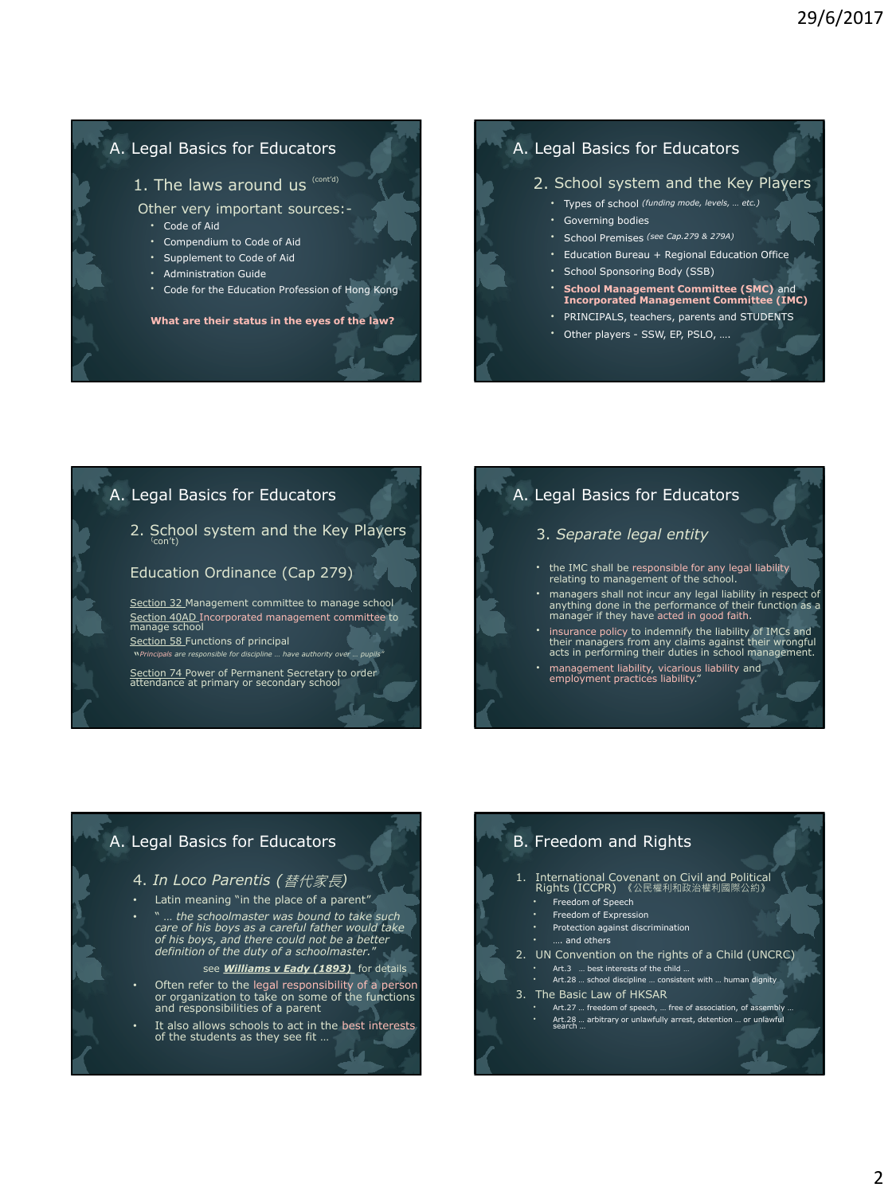## A. Legal Basics for Educators

### 1. The laws around us (cont'd)

Other very important sources:-

- Code of Aid
- Compendium to Code of Aid
- Supplement to Code of Aid
- Administration Guide
- Code for the Education Profession of Hong Kong

**What are their status in the eyes of the law?**

## A. Legal Basics for Educators

### 2. School system and the Key Players

- Types of school *(funding mode, levels, … etc.)*
- Governing bodies
- School Premises *(see Cap.279 & 279A)*
- Education Bureau + Regional Education Office
- School Sponsoring Body (SSB)
- **School Management Committee (SMC)** and **Incorporated Management Committee (IMC)**
- PRINCIPALS, teachers, parents and STUDENTS
- Other players - SSW, EP, PSLO, ….

## A. Legal Basics for Educators

### 2. School system and the Key Players (con't)

Education Ordinance (Cap 279)

Section 32 Management committee to manage school

Section 40AD Incorporated management committee to manage school

Section 58 Functions of principal

"*Principals are responsible for discipline … have authority over … pupils*"

Section 74 Power of Permanent Secretary to order attendance at primary or secondary school

## A. Legal Basics for Educators

### 3. *Separate legal entity*

- the IMC shall be responsible for any legal liability relating to management of the school.
- managers shall not incur any legal liability in respect of anything done in the performance of their function as a manager if they have acted in good faith.
- insurance policy to indemnify the liability of IMCs and their managers from any claims against their wrongful acts in performing their duties in school management.
- management liability, vicarious liability and employment practices liability."

## A. Legal Basics for Educators

### 4. *In Loco Parentis (替代家長)*

- Latin meaning "in the place of a parent"
- " *… the schoolmaster was bound to take such care of his boys as a careful father would take of his boys, and there could not be a better definition of the duty of a schoolmaster.*"

  see ***Williams v Eady (1893)*** for details
- Often refer to the legal responsibility of a person or organization to take on some of the functions and responsibilities of a parent
- It also allows schools to act in the best interests of the students as they see fit …

## B. Freedom and Rights

1. International Covenant on Civil and Political Rights (ICCPR) 《公民權利和政治權利國際公約》
   - Freedom of Speech
   - Freedom of Expression
   - Protection against discrimination
   - …. and others
2. UN Convention on the rights of a Child (UNCRC)
   - Art.3 … best interests of the child …
   - Art.28 … school discipline … consistent with … human dignity
3. The Basic Law of HKSAR
   - Art.27 … freedom of speech, … free of association, of assembly …
   - Art.28 … arbitrary or unlawfully arrest, detention … or unlawful search …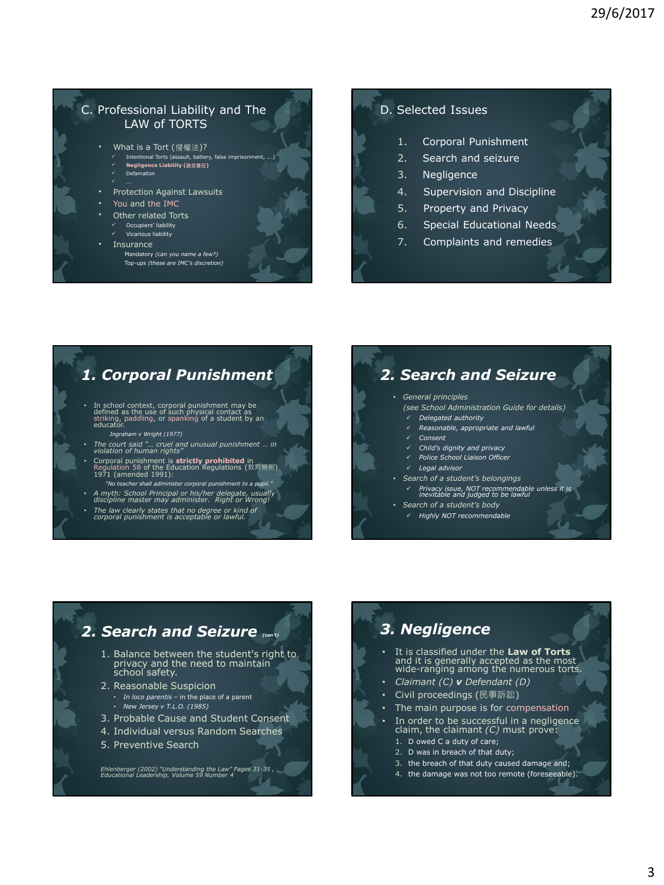## C. Professional Liability and The LAW of TORTS

- What is a Tort (侵權法)?
  - ✓ Intentional Torts (assault, battery, false imprisonment, ….)
  - ✓ **Negligence Liability (疏忽責任)**
  - ✓ Defamation
  - ✓ ….
- Protection Against Lawsuits
- You and the IMC
- Other related Torts
  - ✓ Occupiers' liability
  - ✓ Vicarious liability
- Insurance
  - Mandatory *(can you name a few?)*
  - Top-ups *(these are IMC's discretion)*

## D. Selected Issues

1. Corporal Punishment
2. Search and seizure
3. Negligence
4. Supervision and Discipline
5. Property and Privacy
6. Special Educational Needs
7. Complaints and remedies

## *1. Corporal Punishment*

- In school context, corporal punishment may be defined as the use of such physical contact as striking, paddling, or spanking of a student by an educator.
  - *Ingraham v Wright (1977)*
- *The court said "… cruel and unusual punishment … in violation of human rights"*
- Corporal punishment is **strictly prohibited** in Regulation 58 of the Education Regulations (教育條例) 1971 (amended 1991):
  - *"No teacher shall administer corporal punishment to a pupil."*
- *A myth: School Principal or his/her delegate, usually discipline master may administer. Right or Wrong!*
- *The law clearly states that no degree or kind of corporal punishment is acceptable or lawful.*

## *2. Search and Seizure*

- *General principles*
  *(see School Administration Guide for details)*
  - ✓ *Delegated authority*
  - ✓ *Reasonable, appropriate and lawful*
  - ✓ *Consent*
  - ✓ *Child's dignity and privacy*
  - ✓ *Police School Liaison Officer*
  - ✓ *Legal advisor*
- *Search of a student's belongings*
  - ✓ *Privacy issue, NOT recommendable unless it is inevitable and judged to be lawful*
- *Search of a student's body*
  - ✓ *Highly NOT recommendable*

## *2. Search and Seizure* *(con't)*

1. Balance between the student's right to privacy and the need to maintain school safety.
2. Reasonable Suspicion
   - *In loco parentis* – in the place of a parent
   - *New Jersey v T.L.O. (1985)*
3. Probable Cause and Student Consent
4. Individual versus Random Searches
5. Preventive Search

*Ehlenberger (2002) "Understanding the Law" Pages 31-35 , Educational Leadership, Volume 59 Number 4*

## *3. Negligence*

- It is classified under the **Law of Torts** and it is generally accepted as the most wide-ranging among the numerous torts.
- *Claimant (C)* ***v*** *Defendant (D)*
- Civil proceedings (民事訴訟)
- The main purpose is for compensation
- In order to be successful in a negligence claim, the claimant *(C)* must prove:
  1. D owed C a duty of care;
  2. D was in breach of that duty;
  3. the breach of that duty caused damage and;
  4. the damage was not too remote (foreseeable).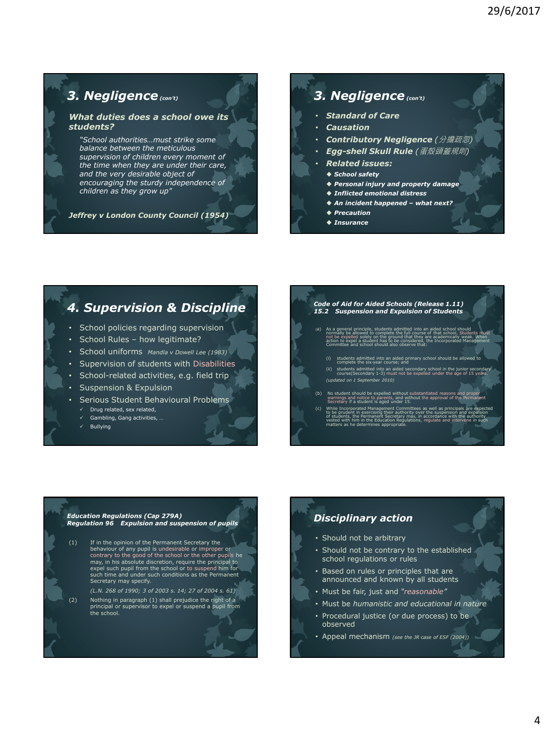## 3. Negligence *(con't)*

### *What duties does a school owe its students?*

*"School authorities…must strike some balance between the meticulous supervision of children every moment of the time when they are under their care, and the very desirable object of encouraging the sturdy independence of children as they grow up"*

***Jeffrey v London County Council (1954)***

## 3. Negligence *(con't)*

- ***Standard of Care***
- ***Causation***
- ***Contributory Negligence** (分擔疏忽)*
- ***Egg-shell Skull Rule** (蛋殼頭蓋規則)*
- ***Related issues:***
  - ***School safety***
  - ***Personal injury and property damage***
  - ***Inflicted emotional distress***
  - ***An incident happened – what next?***
  - ***Precaution***
  - ***Insurance***

## 4. Supervision & Discipline

- School policies regarding supervision
- School Rules – how legitimate?
- School uniforms *Mandla v Dowell Lee (1983)*
- Supervision of students with Disabilities
- School-related activities, e.g. field trip
- Suspension & Expulsion
- Serious Student Behavioural Problems
  - ✓ Drug related, sex related,
  - ✓ Gambling, Gang activities, …
  - ✓ Bullying

### *Code of Aid for Aided Schools (Release 1.11)*
### *15.2 Suspension and Expulsion of Students*

(a) As a general principle, students admitted into an aided school should normally be allowed to complete the full course of that school. Students must not be expelled solely on the ground that they are academically weak. When action to expel a student has to be considered, the Incorporated Management Committee and school should also observe that:

(i) students admitted into an aided primary school should be allowed to complete the six-year course; and

(ii) students admitted into an aided secondary school in the junior secondary course(Secondary 1-3) must not be expelled under the age of 15 years.

*(updated on 1 September 2010)*

(b) No student should be expelled without substantiated reasons and proper warnings and notice to parents, and without the approval of the Permanent Secretary if a student is aged under 15.

(c) While Incorporated Management Committees as well as principals are expected to be prudent in exercising their authority over the suspension and expulsion of students, the Permanent Secretary may, in accordance with the authority vested with him in the Education Regulations, regulate and intervene in such matters as he determines appropriate.

### *Education Regulations (Cap 279A)*
### *Regulation 96 Expulsion and suspension of pupils*

(1) If in the opinion of the Permanent Secretary the behaviour of any pupil is undesirable or improper or contrary to the good of the school or the other pupils he may, in his absolute discretion, require the principal to expel such pupil from the school or to suspend him for such time and under such conditions as the Permanent Secretary may specify.

*(L.N. 268 of 1990; 3 of 2003 s. 14; 27 of 2004 s. 61)*

(2) Nothing in paragraph (1) shall prejudice the right of a principal or supervisor to expel or suspend a pupil from the school.

## *Disciplinary action*

- Should not be arbitrary
- Should not be contrary to the established school regulations or rules
- Based on rules or principles that are announced and known by all students
- Must be fair, just and *"reasonable"*
- Must be *humanistic and educational in nature*
- Procedural justice (or due process) to be observed
- Appeal mechanism *(see the JR case of ESF (2004))*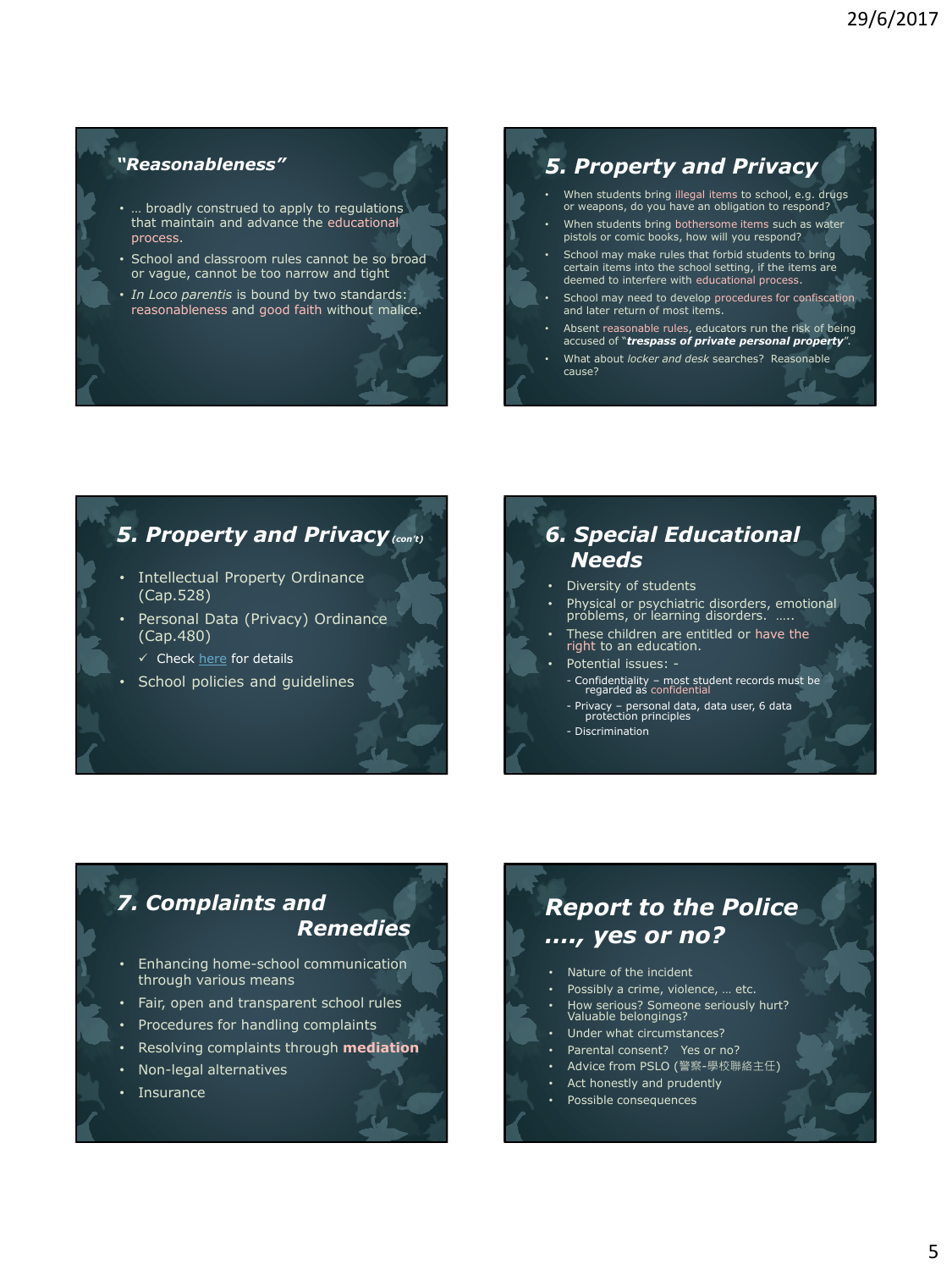## "Reasonableness"

- … broadly construed to apply to regulations that maintain and advance the educational process.
- School and classroom rules cannot be so broad or vague, cannot be too narrow and tight
- *In Loco parentis* is bound by two standards: reasonableness and good faith without malice.

## 5. Property and Privacy

- When students bring illegal items to school, e.g. drugs or weapons, do you have an obligation to respond?
- When students bring bothersome items such as water pistols or comic books, how will you respond?
- School may make rules that forbid students to bring certain items into the school setting, if the items are deemed to interfere with educational process.
- School may need to develop procedures for confiscation and later return of most items.
- Absent reasonable rules, educators run the risk of being accused of "***trespass of private personal property***".
- What about *locker and desk* searches? Reasonable cause?

## 5. Property and Privacy *(con't)*

- Intellectual Property Ordinance (Cap.528)
- Personal Data (Privacy) Ordinance (Cap.480)
  - ✓ Check here for details
- School policies and guidelines

## 6. Special Educational Needs

- Diversity of students
- Physical or psychiatric disorders, emotional problems, or learning disorders. …..
- These children are entitled or have the right to an education.
- Potential issues: -
  - Confidentiality – most student records must be regarded as confidential
  - Privacy – personal data, data user, 6 data protection principles
  - Discrimination

## 7. Complaints and Remedies

- Enhancing home-school communication through various means
- Fair, open and transparent school rules
- Procedures for handling complaints
- Resolving complaints through **mediation**
- Non-legal alternatives
- Insurance

## Report to the Police ….., yes or no?

- Nature of the incident
- Possibly a crime, violence, … etc.
- How serious? Someone seriously hurt? Valuable belongings?
- Under what circumstances?
- Parental consent? Yes or no?
- Advice from PSLO (警察-學校聯絡主任)
- Act honestly and prudently
- Possible consequences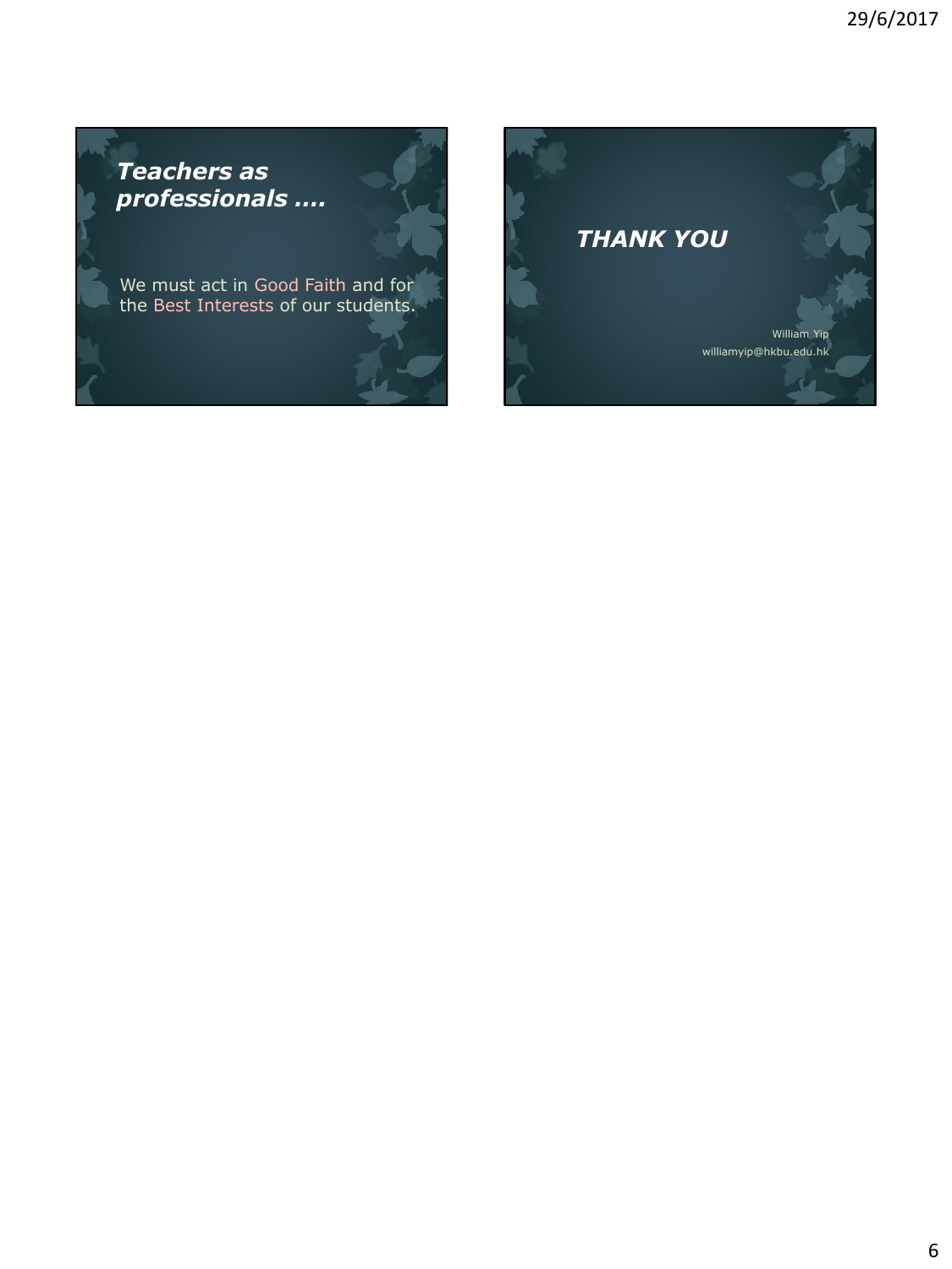## *Teachers as professionals ....*

We must act in Good Faith and for the Best Interests of our students.

## *THANK YOU*

William Yip
williamyip@hkbu.edu.hk